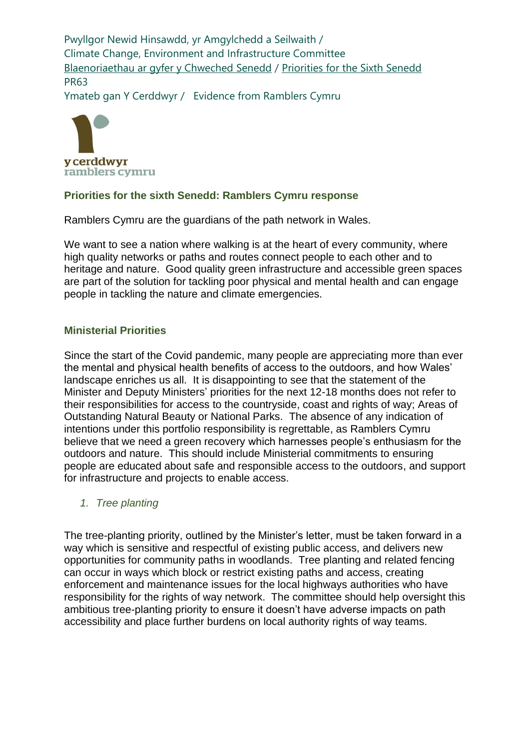Pwyllgor Newid Hinsawdd, yr Amgylchedd a Seilwaith /
Climate Change, Environment and Infrastructure Committee
Blaenoriaethau ar gyfer y Chweched Senedd / Priorities for the Sixth Senedd
PR63
Ymateb gan Y Cerddwyr / Evidence from Ramblers Cymru

y cerddwyr
ramblers cymru

## Priorities for the sixth Senedd: Ramblers Cymru response

Ramblers Cymru are the guardians of the path network in Wales.

We want to see a nation where walking is at the heart of every community, where high quality networks or paths and routes connect people to each other and to heritage and nature. Good quality green infrastructure and accessible green spaces are part of the solution for tackling poor physical and mental health and can engage people in tackling the nature and climate emergencies.

### Ministerial Priorities

Since the start of the Covid pandemic, many people are appreciating more than ever the mental and physical health benefits of access to the outdoors, and how Wales' landscape enriches us all. It is disappointing to see that the statement of the Minister and Deputy Ministers' priorities for the next 12-18 months does not refer to their responsibilities for access to the countryside, coast and rights of way; Areas of Outstanding Natural Beauty or National Parks. The absence of any indication of intentions under this portfolio responsibility is regrettable, as Ramblers Cymru believe that we need a green recovery which harnesses people's enthusiasm for the outdoors and nature. This should include Ministerial commitments to ensuring people are educated about safe and responsible access to the outdoors, and support for infrastructure and projects to enable access.

1. *Tree planting*

The tree-planting priority, outlined by the Minister's letter, must be taken forward in a way which is sensitive and respectful of existing public access, and delivers new opportunities for community paths in woodlands. Tree planting and related fencing can occur in ways which block or restrict existing paths and access, creating enforcement and maintenance issues for the local highways authorities who have responsibility for the rights of way network. The committee should help oversight this ambitious tree-planting priority to ensure it doesn't have adverse impacts on path accessibility and place further burdens on local authority rights of way teams.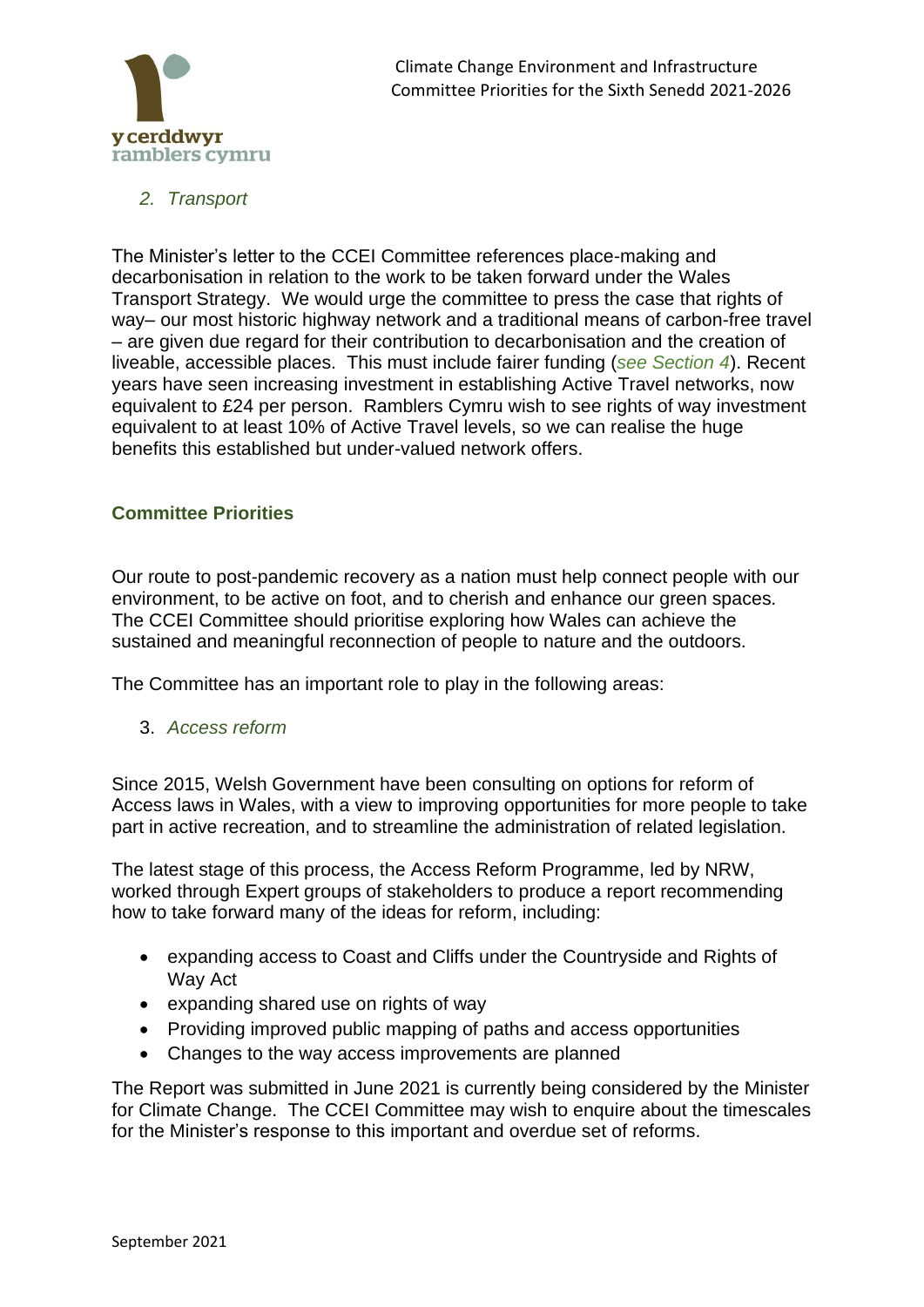2. *Transport*

The Minister's letter to the CCEI Committee references place-making and decarbonisation in relation to the work to be taken forward under the Wales Transport Strategy. We would urge the committee to press the case that rights of way– our most historic highway network and a traditional means of carbon-free travel – are given due regard for their contribution to decarbonisation and the creation of liveable, accessible places. This must include fairer funding (*see Section 4*). Recent years have seen increasing investment in establishing Active Travel networks, now equivalent to £24 per person. Ramblers Cymru wish to see rights of way investment equivalent to at least 10% of Active Travel levels, so we can realise the huge benefits this established but under-valued network offers.

## Committee Priorities

Our route to post-pandemic recovery as a nation must help connect people with our environment, to be active on foot, and to cherish and enhance our green spaces. The CCEI Committee should prioritise exploring how Wales can achieve the sustained and meaningful reconnection of people to nature and the outdoors.

The Committee has an important role to play in the following areas:

3. *Access reform*

Since 2015, Welsh Government have been consulting on options for reform of Access laws in Wales, with a view to improving opportunities for more people to take part in active recreation, and to streamline the administration of related legislation.

The latest stage of this process, the Access Reform Programme, led by NRW, worked through Expert groups of stakeholders to produce a report recommending how to take forward many of the ideas for reform, including:

- expanding access to Coast and Cliffs under the Countryside and Rights of Way Act
- expanding shared use on rights of way
- Providing improved public mapping of paths and access opportunities
- Changes to the way access improvements are planned

The Report was submitted in June 2021 is currently being considered by the Minister for Climate Change. The CCEI Committee may wish to enquire about the timescales for the Minister's response to this important and overdue set of reforms.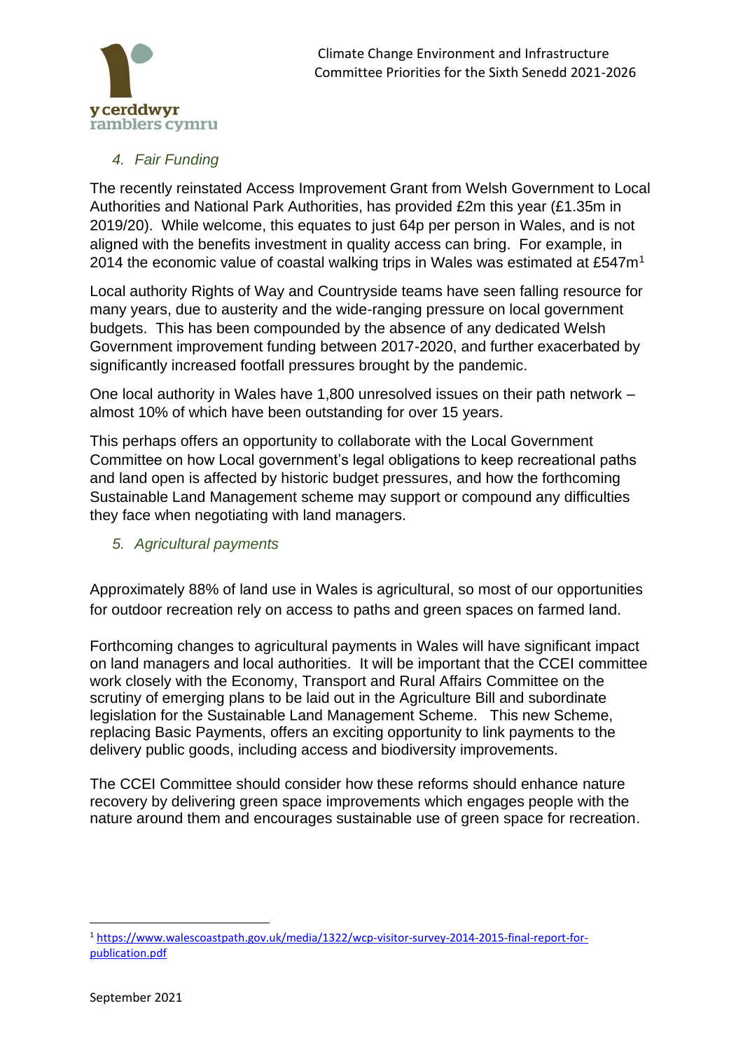### 4. *Fair Funding*

The recently reinstated Access Improvement Grant from Welsh Government to Local Authorities and National Park Authorities, has provided £2m this year (£1.35m in 2019/20). While welcome, this equates to just 64p per person in Wales, and is not aligned with the benefits investment in quality access can bring. For example, in 2014 the economic value of coastal walking trips in Wales was estimated at £547m[1]

Local authority Rights of Way and Countryside teams have seen falling resource for many years, due to austerity and the wide-ranging pressure on local government budgets. This has been compounded by the absence of any dedicated Welsh Government improvement funding between 2017-2020, and further exacerbated by significantly increased footfall pressures brought by the pandemic.

One local authority in Wales have 1,800 unresolved issues on their path network – almost 10% of which have been outstanding for over 15 years.

This perhaps offers an opportunity to collaborate with the Local Government Committee on how Local government's legal obligations to keep recreational paths and land open is affected by historic budget pressures, and how the forthcoming Sustainable Land Management scheme may support or compound any difficulties they face when negotiating with land managers.

### 5. *Agricultural payments*

Approximately 88% of land use in Wales is agricultural, so most of our opportunities for outdoor recreation rely on access to paths and green spaces on farmed land.

Forthcoming changes to agricultural payments in Wales will have significant impact on land managers and local authorities. It will be important that the CCEI committee work closely with the Economy, Transport and Rural Affairs Committee on the scrutiny of emerging plans to be laid out in the Agriculture Bill and subordinate legislation for the Sustainable Land Management Scheme. This new Scheme, replacing Basic Payments, offers an exciting opportunity to link payments to the delivery public goods, including access and biodiversity improvements.

The CCEI Committee should consider how these reforms should enhance nature recovery by delivering green space improvements which engages people with the nature around them and encourages sustainable use of green space for recreation.

---

[1] https://www.walescoastpath.gov.uk/media/1322/wcp-visitor-survey-2014-2015-final-report-for-publication.pdf

September 2021